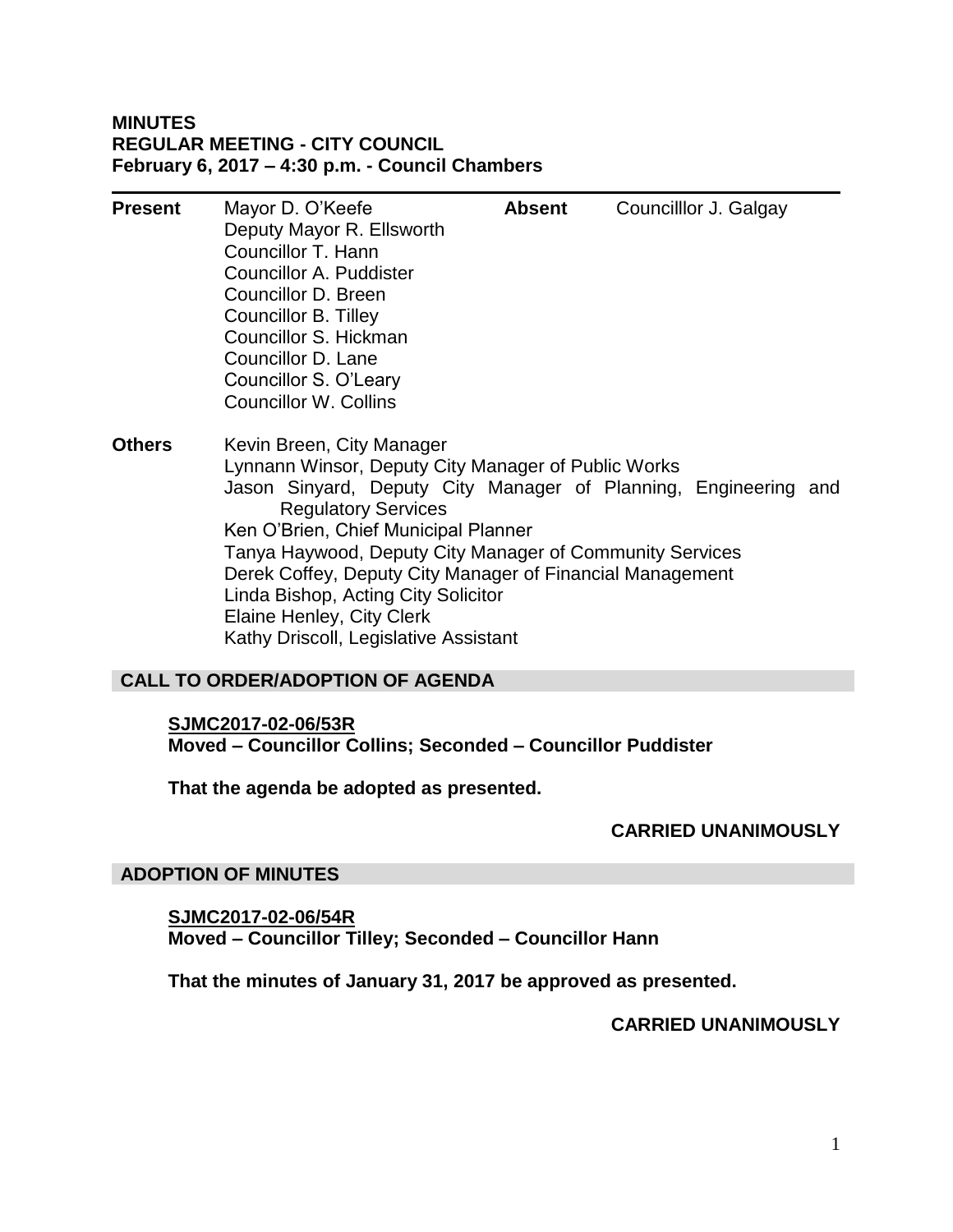**MINUTES**
**REGULAR MEETING - CITY COUNCIL**
**February 6, 2017 – 4:30 p.m. - Council Chambers**

---

| **Present** | | **Absent** | |
|---|---|---|---|
| | Mayor D. O'Keefe | | Councilllor J. Galgay |
| | Deputy Mayor R. Ellsworth | | |
| | Councillor T. Hann | | |
| | Councillor A. Puddister | | |
| | Councillor D. Breen | | |
| | Councillor B. Tilley | | |
| | Councillor S. Hickman | | |
| | Councillor D. Lane | | |
| | Councillor S. O'Leary | | |
| | Councillor W. Collins | | |

**Others**

Kevin Breen, City Manager
Lynnann Winsor, Deputy City Manager of Public Works
Jason Sinyard, Deputy City Manager of Planning, Engineering and Regulatory Services
Ken O'Brien, Chief Municipal Planner
Tanya Haywood, Deputy City Manager of Community Services
Derek Coffey, Deputy City Manager of Financial Management
Linda Bishop, Acting City Solicitor
Elaine Henley, City Clerk
Kathy Driscoll, Legislative Assistant

## CALL TO ORDER/ADOPTION OF AGENDA

**SJMC2017-02-06/53R**
**Moved – Councillor Collins; Seconded – Councillor Puddister**

**That the agenda be adopted as presented.**

**CARRIED UNANIMOUSLY**

## ADOPTION OF MINUTES

**SJMC2017-02-06/54R**
**Moved – Councillor Tilley; Seconded – Councillor Hann**

**That the minutes of January 31, 2017 be approved as presented.**

**CARRIED UNANIMOUSLY**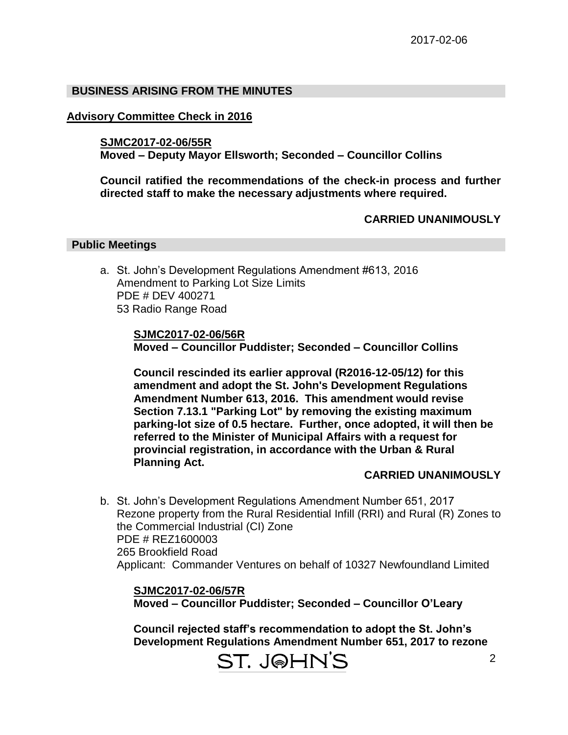## BUSINESS ARISING FROM THE MINUTES

### Advisory Committee Check in 2016

**SJMC2017-02-06/55R**
**Moved – Deputy Mayor Ellsworth; Seconded – Councillor Collins**

**Council ratified the recommendations of the check-in process and further directed staff to make the necessary adjustments where required.**

**CARRIED UNANIMOUSLY**

## Public Meetings

a. St. John's Development Regulations Amendment #613, 2016
Amendment to Parking Lot Size Limits
PDE # DEV 400271
53 Radio Range Road

**SJMC2017-02-06/56R**
**Moved – Councillor Puddister; Seconded – Councillor Collins**

**Council rescinded its earlier approval (R2016-12-05/12) for this amendment and adopt the St. John's Development Regulations Amendment Number 613, 2016. This amendment would revise Section 7.13.1 "Parking Lot" by removing the existing maximum parking-lot size of 0.5 hectare. Further, once adopted, it will then be referred to the Minister of Municipal Affairs with a request for provincial registration, in accordance with the Urban & Rural Planning Act.**

**CARRIED UNANIMOUSLY**

b. St. John's Development Regulations Amendment Number 651, 2017
Rezone property from the Rural Residential Infill (RRI) and Rural (R) Zones to the Commercial Industrial (CI) Zone
PDE # REZ1600003
265 Brookfield Road
Applicant: Commander Ventures on behalf of 10327 Newfoundland Limited

**SJMC2017-02-06/57R**
**Moved – Councillor Puddister; Seconded – Councillor O'Leary**

**Council rejected staff's recommendation to adopt the St. John's Development Regulations Amendment Number 651, 2017 to rezone**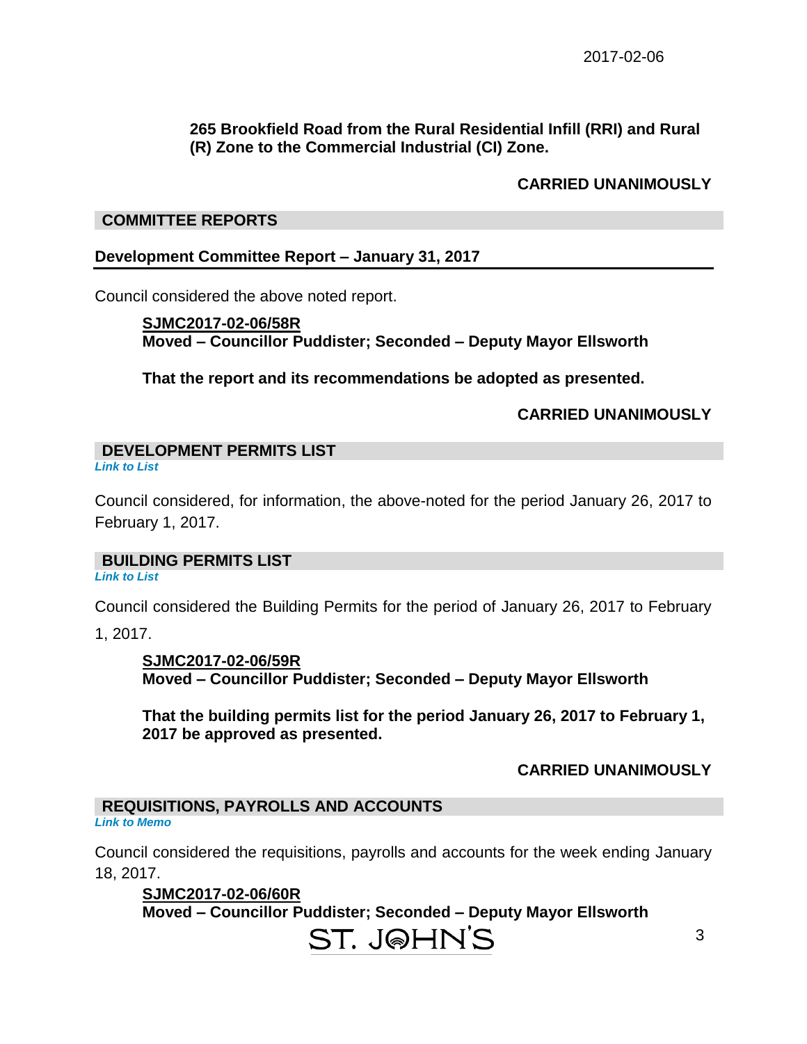**265 Brookfield Road from the Rural Residential Infill (RRI) and Rural (R) Zone to the Commercial Industrial (CI) Zone.**

**CARRIED UNANIMOUSLY**

## COMMITTEE REPORTS

### Development Committee Report – January 31, 2017

Council considered the above noted report.

**SJMC2017-02-06/58R**
**Moved – Councillor Puddister; Seconded – Deputy Mayor Ellsworth**

**That the report and its recommendations be adopted as presented.**

**CARRIED UNANIMOUSLY**

## DEVELOPMENT PERMITS LIST

*Link to List*

Council considered, for information, the above-noted for the period January 26, 2017 to February 1, 2017.

## BUILDING PERMITS LIST

*Link to List*

Council considered the Building Permits for the period of January 26, 2017 to February 1, 2017.

**SJMC2017-02-06/59R**
**Moved – Councillor Puddister; Seconded – Deputy Mayor Ellsworth**

**That the building permits list for the period January 26, 2017 to February 1, 2017 be approved as presented.**

**CARRIED UNANIMOUSLY**

## REQUISITIONS, PAYROLLS AND ACCOUNTS

*Link to Memo*

Council considered the requisitions, payrolls and accounts for the week ending January 18, 2017.

**SJMC2017-02-06/60R**
**Moved – Councillor Puddister; Seconded – Deputy Mayor Ellsworth**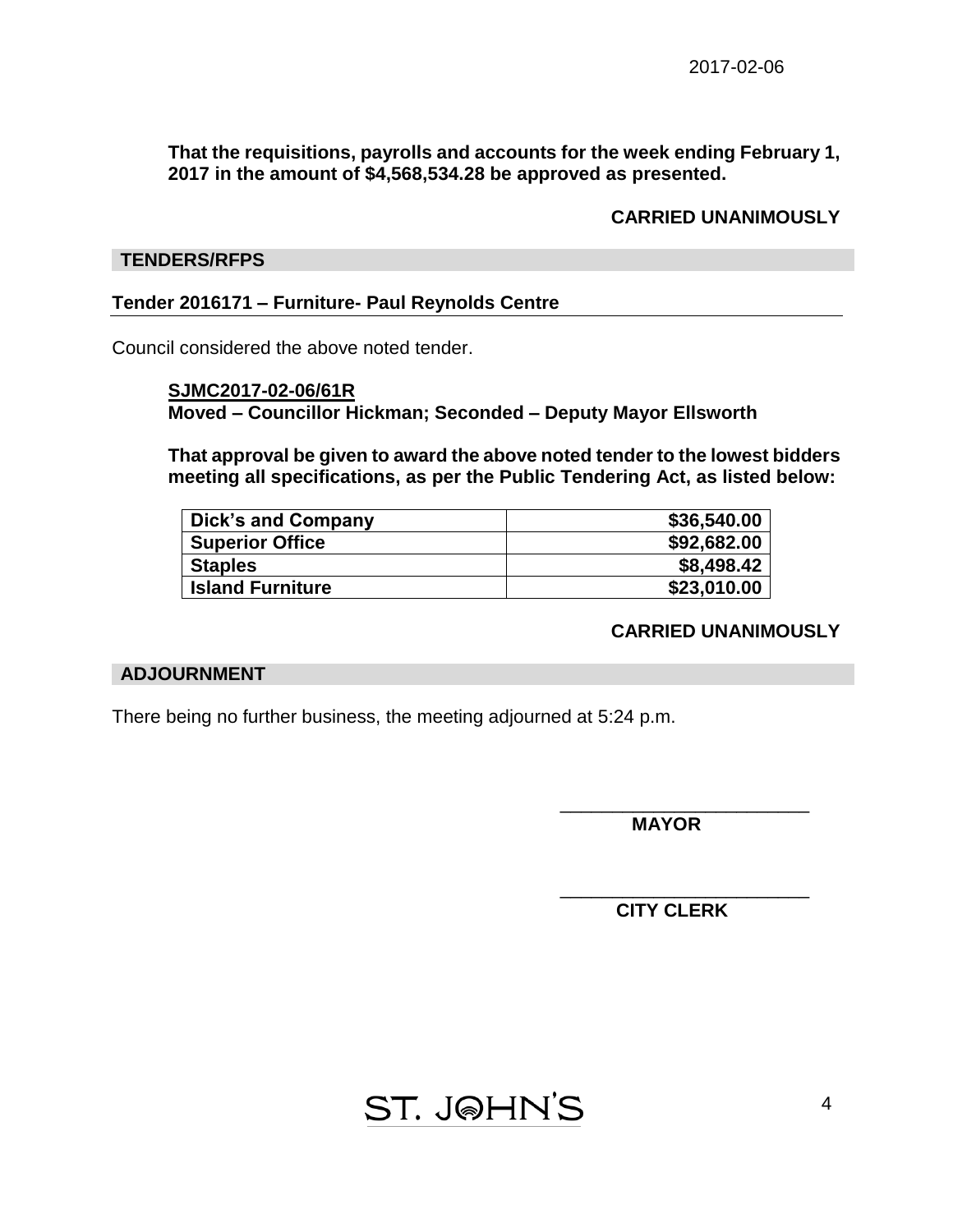**That the requisitions, payrolls and accounts for the week ending February 1, 2017 in the amount of $4,568,534.28 be approved as presented.**

**CARRIED UNANIMOUSLY**

## TENDERS/RFPS

### Tender 2016171 – Furniture- Paul Reynolds Centre

Council considered the above noted tender.

**SJMC2017-02-06/61R**
**Moved – Councillor Hickman; Seconded – Deputy Mayor Ellsworth**

**That approval be given to award the above noted tender to the lowest bidders meeting all specifications, as per the Public Tendering Act, as listed below:**

| | |
|---|---:|
| **Dick's and Company** | **$36,540.00** |
| **Superior Office** | **$92,682.00** |
| **Staples** | **$8,498.42** |
| **Island Furniture** | **$23,010.00** |

**CARRIED UNANIMOUSLY**

## ADJOURNMENT

There being no further business, the meeting adjourned at 5:24 p.m.

\_\_\_\_\_\_\_\_\_\_\_\_\_\_\_\_\_\_\_\_\_\_\_\_\_
**MAYOR**

\_\_\_\_\_\_\_\_\_\_\_\_\_\_\_\_\_\_\_\_\_\_\_\_\_
**CITY CLERK**